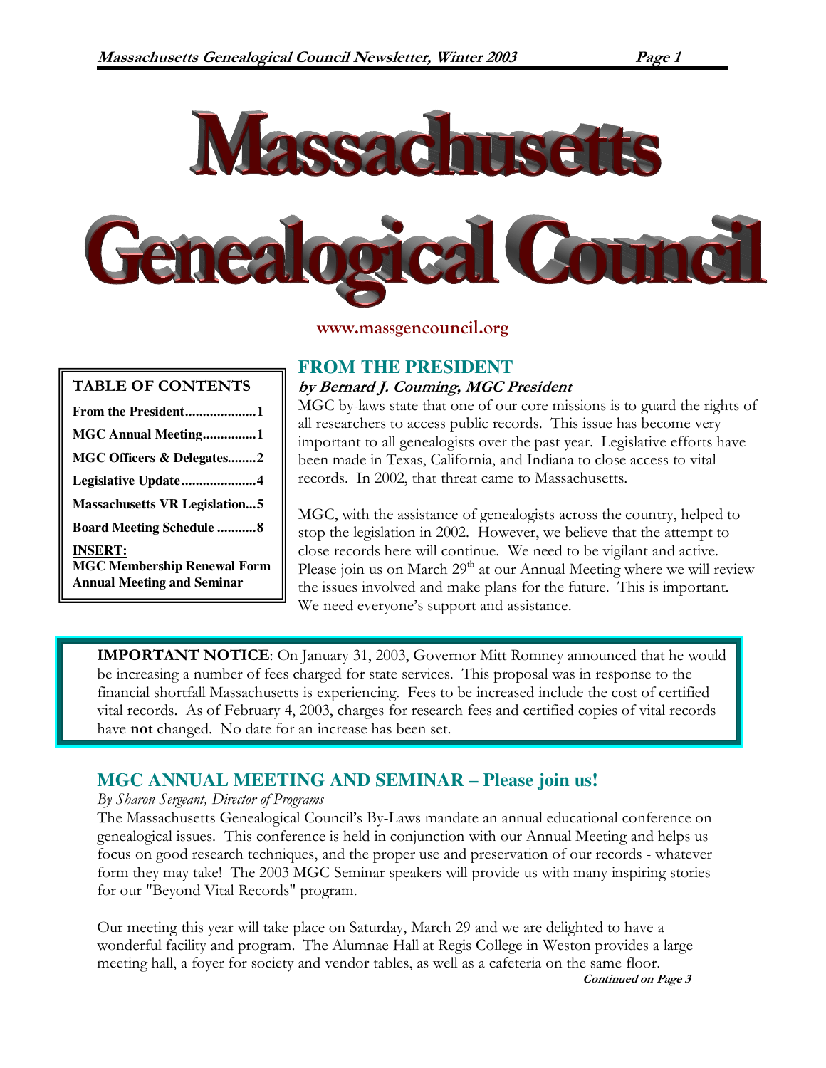# Massachusetts Genealogical Council

www.massgencouncil.org

**TABLE OF CONTENTS**

| | |
|---|---|
| From the President | 1 |
| MGC Annual Meeting | 1 |
| MGC Officers & Delegates | 2 |
| Legislative Update | 4 |
| Massachusetts VR Legislation | 5 |
| Board Meeting Schedule | 8 |

**INSERT:**
**MGC Membership Renewal Form**
**Annual Meeting and Seminar**

## FROM THE PRESIDENT

***by Bernard J. Couming, MGC President***

MGC by-laws state that one of our core missions is to guard the rights of all researchers to access public records. This issue has become very important to all genealogists over the past year. Legislative efforts have been made in Texas, California, and Indiana to close access to vital records. In 2002, that threat came to Massachusetts.

MGC, with the assistance of genealogists across the country, helped to stop the legislation in 2002. However, we believe that the attempt to close records here will continue. We need to be vigilant and active. Please join us on March 29th at our Annual Meeting where we will review the issues involved and make plans for the future. This is important. We need everyone's support and assistance.

**IMPORTANT NOTICE**: On January 31, 2003, Governor Mitt Romney announced that he would be increasing a number of fees charged for state services. This proposal was in response to the financial shortfall Massachusetts is experiencing. Fees to be increased include the cost of certified vital records. As of February 4, 2003, charges for research fees and certified copies of vital records have **not** changed. No date for an increase has been set.

## MGC ANNUAL MEETING AND SEMINAR – Please join us!

*By Sharon Sergeant, Director of Programs*

The Massachusetts Genealogical Council's By-Laws mandate an annual educational conference on genealogical issues. This conference is held in conjunction with our Annual Meeting and helps us focus on good research techniques, and the proper use and preservation of our records - whatever form they may take! The 2003 MGC Seminar speakers will provide us with many inspiring stories for our "Beyond Vital Records" program.

Our meeting this year will take place on Saturday, March 29 and we are delighted to have a wonderful facility and program. The Alumnae Hall at Regis College in Weston provides a large meeting hall, a foyer for society and vendor tables, as well as a cafeteria on the same floor.

***Continued on Page 3***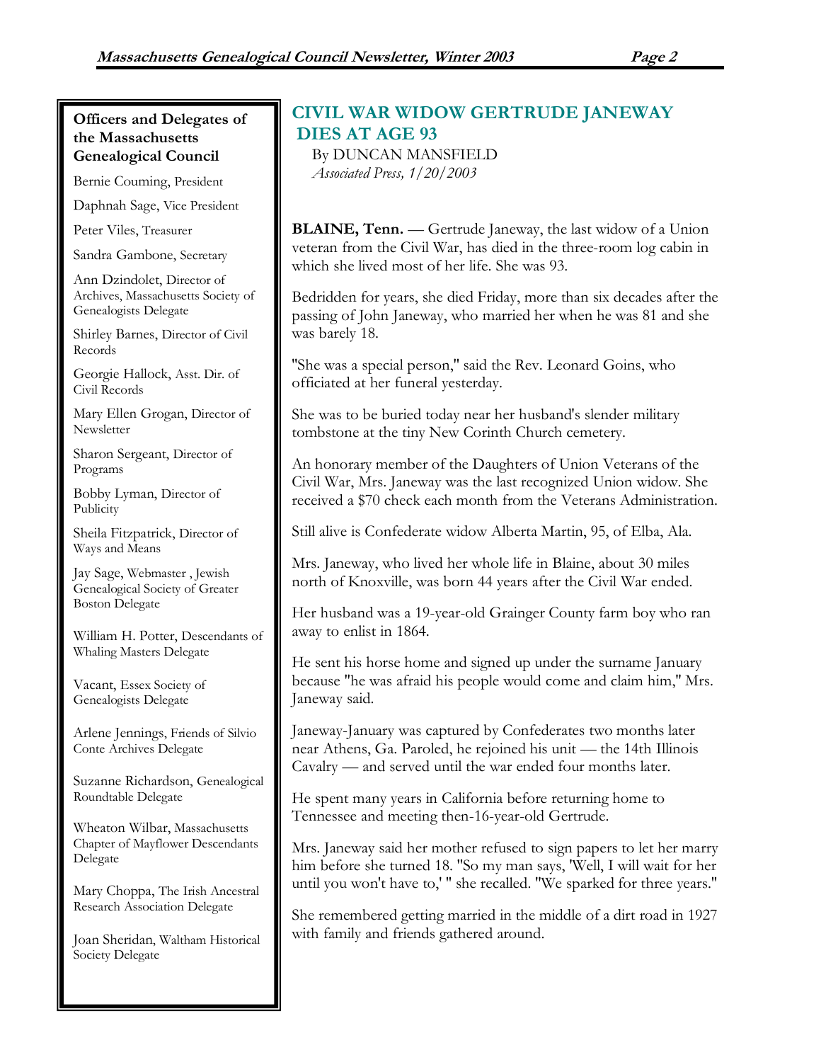### Officers and Delegates of the Massachusetts Genealogical Council

Bernie Couming, President

Daphnah Sage, Vice President

Peter Viles, Treasurer

Sandra Gambone, Secretary

Ann Dzindolet, Director of Archives, Massachusetts Society of Genealogists Delegate

Shirley Barnes, Director of Civil Records

Georgie Hallock, Asst. Dir. of Civil Records

Mary Ellen Grogan, Director of Newsletter

Sharon Sergeant, Director of Programs

Bobby Lyman, Director of Publicity

Sheila Fitzpatrick, Director of Ways and Means

Jay Sage, Webmaster , Jewish Genealogical Society of Greater Boston Delegate

William H. Potter, Descendants of Whaling Masters Delegate

Vacant, Essex Society of Genealogists Delegate

Arlene Jennings, Friends of Silvio Conte Archives Delegate

Suzanne Richardson, Genealogical Roundtable Delegate

Wheaton Wilbar, Massachusetts Chapter of Mayflower Descendants Delegate

Mary Choppa, The Irish Ancestral Research Association Delegate

Joan Sheridan, Waltham Historical Society Delegate

## CIVIL WAR WIDOW GERTRUDE JANEWAY DIES AT AGE 93

By DUNCAN MANSFIELD
*Associated Press, 1/20/2003*

**BLAINE, Tenn.** — Gertrude Janeway, the last widow of a Union veteran from the Civil War, has died in the three-room log cabin in which she lived most of her life. She was 93.

Bedridden for years, she died Friday, more than six decades after the passing of John Janeway, who married her when he was 81 and she was barely 18.

"She was a special person," said the Rev. Leonard Goins, who officiated at her funeral yesterday.

She was to be buried today near her husband's slender military tombstone at the tiny New Corinth Church cemetery.

An honorary member of the Daughters of Union Veterans of the Civil War, Mrs. Janeway was the last recognized Union widow. She received a $70 check each month from the Veterans Administration.

Still alive is Confederate widow Alberta Martin, 95, of Elba, Ala.

Mrs. Janeway, who lived her whole life in Blaine, about 30 miles north of Knoxville, was born 44 years after the Civil War ended.

Her husband was a 19-year-old Grainger County farm boy who ran away to enlist in 1864.

He sent his horse home and signed up under the surname January because "he was afraid his people would come and claim him," Mrs. Janeway said.

Janeway-January was captured by Confederates two months later near Athens, Ga. Paroled, he rejoined his unit — the 14th Illinois Cavalry — and served until the war ended four months later.

He spent many years in California before returning home to Tennessee and meeting then-16-year-old Gertrude.

Mrs. Janeway said her mother refused to sign papers to let her marry him before she turned 18. "So my man says, 'Well, I will wait for her until you won't have to,' " she recalled. "We sparked for three years."

She remembered getting married in the middle of a dirt road in 1927 with family and friends gathered around.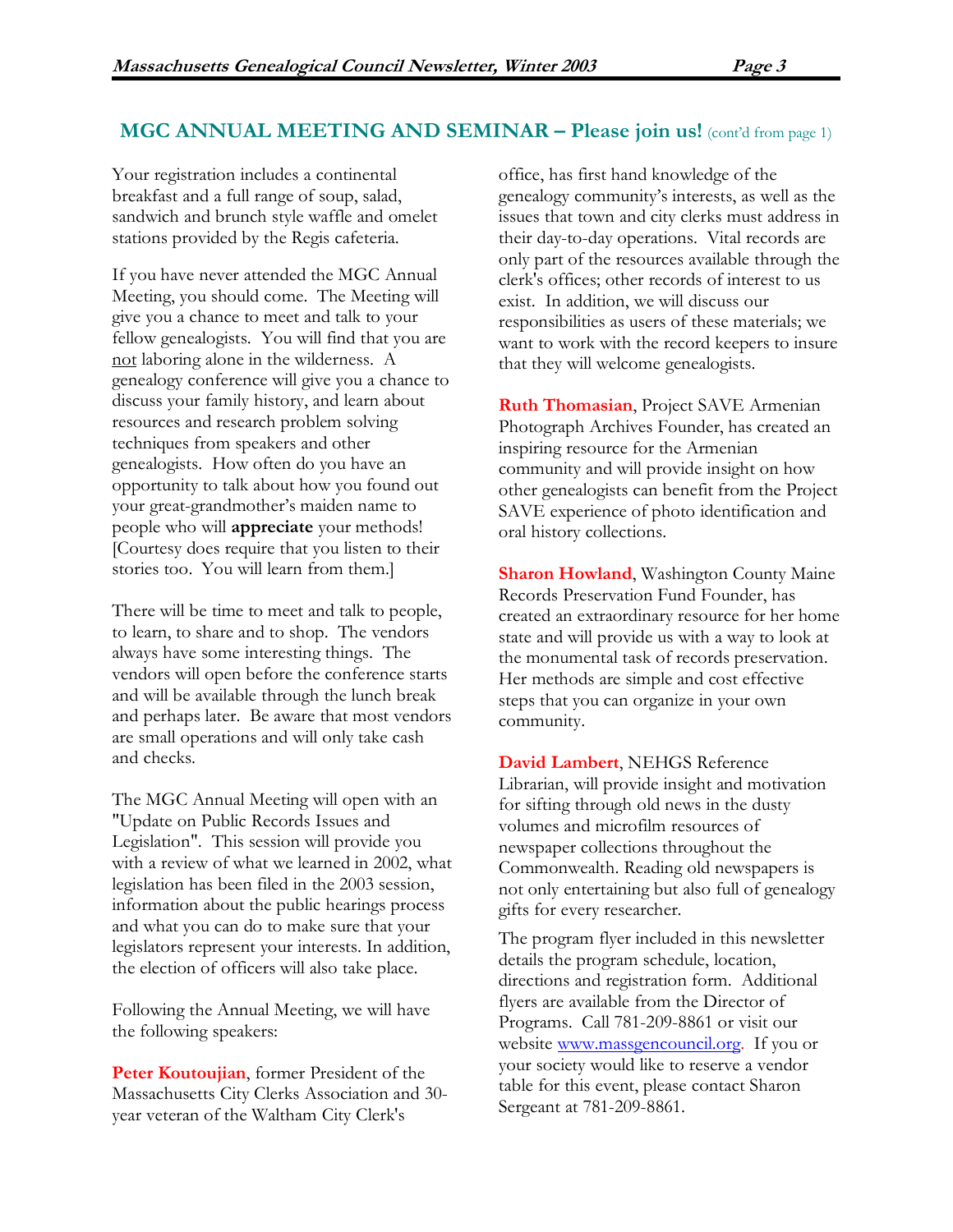## MGC ANNUAL MEETING AND SEMINAR – Please join us! (cont'd from page 1)

Your registration includes a continental breakfast and a full range of soup, salad, sandwich and brunch style waffle and omelet stations provided by the Regis cafeteria.

If you have never attended the MGC Annual Meeting, you should come. The Meeting will give you a chance to meet and talk to your fellow genealogists. You will find that you are not laboring alone in the wilderness. A genealogy conference will give you a chance to discuss your family history, and learn about resources and research problem solving techniques from speakers and other genealogists. How often do you have an opportunity to talk about how you found out your great-grandmother's maiden name to people who will **appreciate** your methods! [Courtesy does require that you listen to their stories too. You will learn from them.]

There will be time to meet and talk to people, to learn, to share and to shop. The vendors always have some interesting things. The vendors will open before the conference starts and will be available through the lunch break and perhaps later. Be aware that most vendors are small operations and will only take cash and checks.

The MGC Annual Meeting will open with an "Update on Public Records Issues and Legislation". This session will provide you with a review of what we learned in 2002, what legislation has been filed in the 2003 session, information about the public hearings process and what you can do to make sure that your legislators represent your interests. In addition, the election of officers will also take place.

Following the Annual Meeting, we will have the following speakers:

**Peter Koutoujian**, former President of the Massachusetts City Clerks Association and 30-year veteran of the Waltham City Clerk's office, has first hand knowledge of the genealogy community's interests, as well as the issues that town and city clerks must address in their day-to-day operations. Vital records are only part of the resources available through the clerk's offices; other records of interest to us exist. In addition, we will discuss our responsibilities as users of these materials; we want to work with the record keepers to insure that they will welcome genealogists.

**Ruth Thomasian**, Project SAVE Armenian Photograph Archives Founder, has created an inspiring resource for the Armenian community and will provide insight on how other genealogists can benefit from the Project SAVE experience of photo identification and oral history collections.

**Sharon Howland**, Washington County Maine Records Preservation Fund Founder, has created an extraordinary resource for her home state and will provide us with a way to look at the monumental task of records preservation. Her methods are simple and cost effective steps that you can organize in your own community.

**David Lambert**, NEHGS Reference Librarian, will provide insight and motivation for sifting through old news in the dusty volumes and microfilm resources of newspaper collections throughout the Commonwealth. Reading old newspapers is not only entertaining but also full of genealogy gifts for every researcher.

The program flyer included in this newsletter details the program schedule, location, directions and registration form. Additional flyers are available from the Director of Programs. Call 781-209-8861 or visit our website www.massgencouncil.org. If you or your society would like to reserve a vendor table for this event, please contact Sharon Sergeant at 781-209-8861.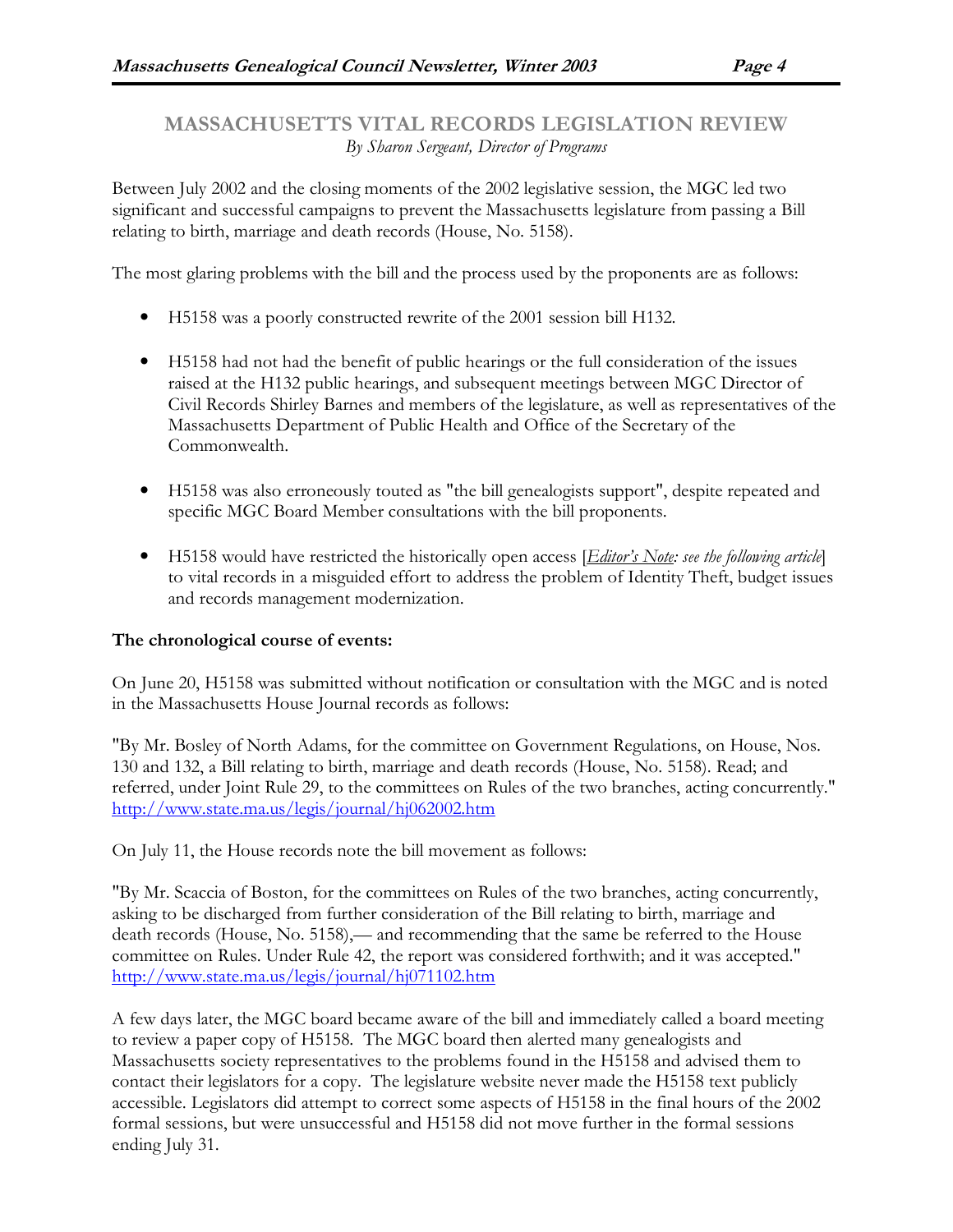## MASSACHUSETTS VITAL RECORDS LEGISLATION REVIEW

*By Sharon Sergeant, Director of Programs*

Between July 2002 and the closing moments of the 2002 legislative session, the MGC led two significant and successful campaigns to prevent the Massachusetts legislature from passing a Bill relating to birth, marriage and death records (House, No. 5158).

The most glaring problems with the bill and the process used by the proponents are as follows:

- H5158 was a poorly constructed rewrite of the 2001 session bill H132.
- H5158 had not had the benefit of public hearings or the full consideration of the issues raised at the H132 public hearings, and subsequent meetings between MGC Director of Civil Records Shirley Barnes and members of the legislature, as well as representatives of the Massachusetts Department of Public Health and Office of the Secretary of the Commonwealth.
- H5158 was also erroneously touted as "the bill genealogists support", despite repeated and specific MGC Board Member consultations with the bill proponents.
- H5158 would have restricted the historically open access [*Editor's Note: see the following article*] to vital records in a misguided effort to address the problem of Identity Theft, budget issues and records management modernization.

**The chronological course of events:**

On June 20, H5158 was submitted without notification or consultation with the MGC and is noted in the Massachusetts House Journal records as follows:

"By Mr. Bosley of North Adams, for the committee on Government Regulations, on House, Nos. 130 and 132, a Bill relating to birth, marriage and death records (House, No. 5158). Read; and referred, under Joint Rule 29, to the committees on Rules of the two branches, acting concurrently." http://www.state.ma.us/legis/journal/hj062002.htm

On July 11, the House records note the bill movement as follows:

"By Mr. Scaccia of Boston, for the committees on Rules of the two branches, acting concurrently, asking to be discharged from further consideration of the Bill relating to birth, marriage and death records (House, No. 5158),— and recommending that the same be referred to the House committee on Rules. Under Rule 42, the report was considered forthwith; and it was accepted." http://www.state.ma.us/legis/journal/hj071102.htm

A few days later, the MGC board became aware of the bill and immediately called a board meeting to review a paper copy of H5158. The MGC board then alerted many genealogists and Massachusetts society representatives to the problems found in the H5158 and advised them to contact their legislators for a copy. The legislature website never made the H5158 text publicly accessible. Legislators did attempt to correct some aspects of H5158 in the final hours of the 2002 formal sessions, but were unsuccessful and H5158 did not move further in the formal sessions ending July 31.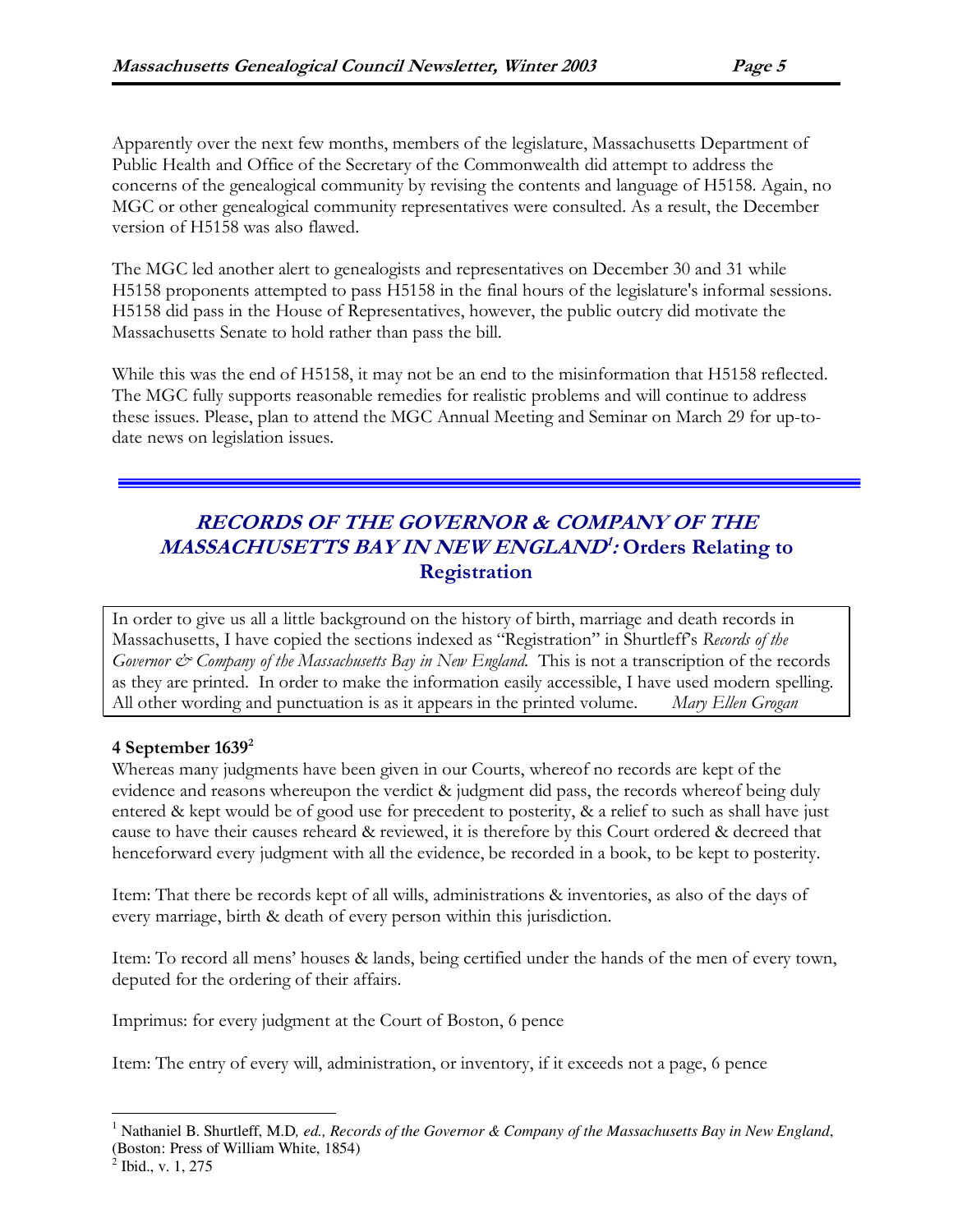Apparently over the next few months, members of the legislature, Massachusetts Department of Public Health and Office of the Secretary of the Commonwealth did attempt to address the concerns of the genealogical community by revising the contents and language of H5158. Again, no MGC or other genealogical community representatives were consulted. As a result, the December version of H5158 was also flawed.

The MGC led another alert to genealogists and representatives on December 30 and 31 while H5158 proponents attempted to pass H5158 in the final hours of the legislature's informal sessions. H5158 did pass in the House of Representatives, however, the public outcry did motivate the Massachusetts Senate to hold rather than pass the bill.

While this was the end of H5158, it may not be an end to the misinformation that H5158 reflected. The MGC fully supports reasonable remedies for realistic problems and will continue to address these issues. Please, plan to attend the MGC Annual Meeting and Seminar on March 29 for up-to-date news on legislation issues.

---

## *RECORDS OF THE GOVERNOR & COMPANY OF THE MASSACHUSETTS BAY IN NEW ENGLAND*[1]: Orders Relating to Registration

In order to give us all a little background on the history of birth, marriage and death records in Massachusetts, I have copied the sections indexed as "Registration" in Shurtleff's *Records of the Governor & Company of the Massachusetts Bay in New England.* This is not a transcription of the records as they are printed. In order to make the information easily accessible, I have used modern spelling. All other wording and punctuation is as it appears in the printed volume. *Mary Ellen Grogan*

**4 September 1639**[2]

Whereas many judgments have been given in our Courts, whereof no records are kept of the evidence and reasons whereupon the verdict & judgment did pass, the records whereof being duly entered & kept would be of good use for precedent to posterity, & a relief to such as shall have just cause to have their causes reheard & reviewed, it is therefore by this Court ordered & decreed that henceforward every judgment with all the evidence, be recorded in a book, to be kept to posterity.

Item: That there be records kept of all wills, administrations & inventories, as also of the days of every marriage, birth & death of every person within this jurisdiction.

Item: To record all mens' houses & lands, being certified under the hands of the men of every town, deputed for the ordering of their affairs.

Imprimus: for every judgment at the Court of Boston, 6 pence

Item: The entry of every will, administration, or inventory, if it exceeds not a page, 6 pence

---

[1] Nathaniel B. Shurtleff, M.D*, ed., Records of the Governor & Company of the Massachusetts Bay in New England*, (Boston: Press of William White, 1854)

[2] Ibid., v. 1, 275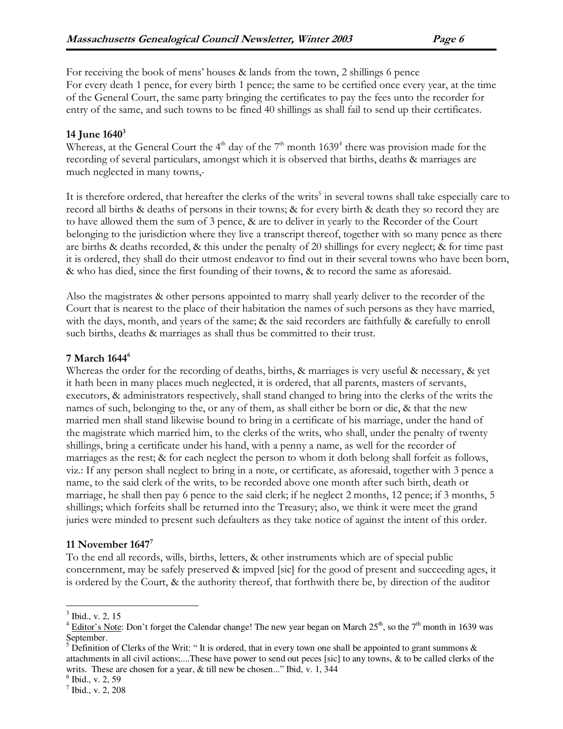For receiving the book of mens' houses & lands from the town, 2 shillings 6 pence
For every death 1 pence, for every birth 1 pence; the same to be certified once every year, at the time of the General Court, the same party bringing the certificates to pay the fees unto the recorder for entry of the same, and such towns to be fined 40 shillings as shall fail to send up their certificates.

### 14 June 1640[3]

Whereas, at the General Court the 4th day of the 7th month 1639[4] there was provision made for the recording of several particulars, amongst which it is observed that births, deaths & marriages are much neglected in many towns,-

It is therefore ordered, that hereafter the clerks of the writs[5] in several towns shall take especially care to record all births & deaths of persons in their towns; & for every birth & death they so record they are to have allowed them the sum of 3 pence, & are to deliver in yearly to the Recorder of the Court belonging to the jurisdiction where they live a transcript thereof, together with so many pence as there are births & deaths recorded, & this under the penalty of 20 shillings for every neglect; & for time past it is ordered, they shall do their utmost endeavor to find out in their several towns who have been born, & who has died, since the first founding of their towns, & to record the same as aforesaid.

Also the magistrates & other persons appointed to marry shall yearly deliver to the recorder of the Court that is nearest to the place of their habitation the names of such persons as they have married, with the days, month, and years of the same; & the said recorders are faithfully & carefully to enroll such births, deaths & marriages as shall thus be committed to their trust.

### 7 March 1644[6]

Whereas the order for the recording of deaths, births, & marriages is very useful & necessary, & yet it hath been in many places much neglected, it is ordered, that all parents, masters of servants, executors, & administrators respectively, shall stand changed to bring into the clerks of the writs the names of such, belonging to the, or any of them, as shall either be born or die, & that the new married men shall stand likewise bound to bring in a certificate of his marriage, under the hand of the magistrate which married him, to the clerks of the writs, who shall, under the penalty of twenty shillings, bring a certificate under his hand, with a penny a name, as well for the recorder of marriages as the rest; & for each neglect the person to whom it doth belong shall forfeit as follows, viz.: If any person shall neglect to bring in a note, or certificate, as aforesaid, together with 3 pence a name, to the said clerk of the writs, to be recorded above one month after such birth, death or marriage, he shall then pay 6 pence to the said clerk; if he neglect 2 months, 12 pence; if 3 months, 5 shillings; which forfeits shall be returned into the Treasury; also, we think it were meet the grand juries were minded to present such defaulters as they take notice of against the intent of this order.

### 11 November 1647[7]

To the end all records, wills, births, letters, & other instruments which are of special public concernment, may be safely preserved & impved [sic] for the good of present and succeeding ages, it is ordered by the Court, & the authority thereof, that forthwith there be, by direction of the auditor

---

[3] Ibid., v. 2, 15

[4] Editor's Note: Don't forget the Calendar change! The new year began on March 25th, so the 7th month in 1639 was September.

[5] Definition of Clerks of the Writ: " It is ordered, that in every town one shall be appointed to grant summons & attachments in all civil actions;....These have power to send out peces [sic] to any towns, & to be called clerks of the writs. These are chosen for a year, & till new be chosen..." Ibid, v. 1, 344

[6] Ibid., v. 2, 59

[7] Ibid., v. 2, 208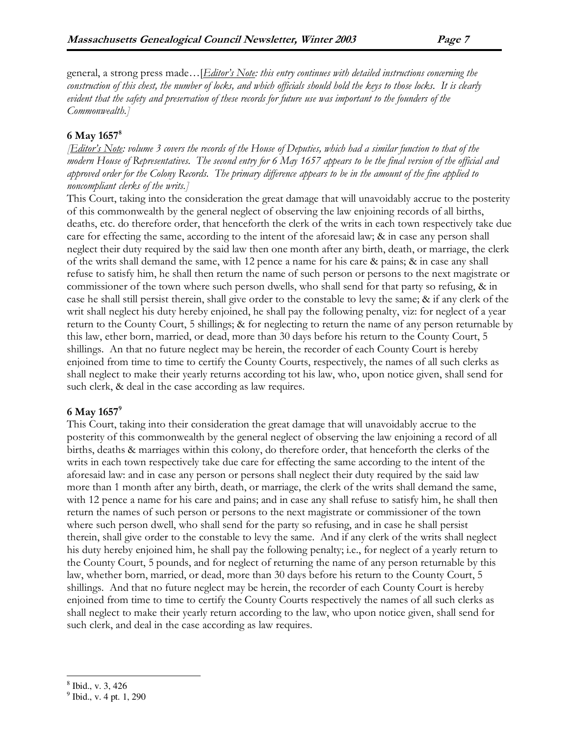general, a strong press made…[*Editor's Note: this entry continues with detailed instructions concerning the construction of this chest, the number of locks, and which officials should hold the keys to those locks. It is clearly evident that the safety and preservation of these records for future use was important to the founders of the Commonwealth.]*

### 6 May 1657[8]

*[Editor's Note: volume 3 covers the records of the House of Deputies, which had a similar function to that of the modern House of Representatives. The second entry for 6 May 1657 appears to be the final version of the official and approved order for the Colony Records. The primary difference appears to be in the amount of the fine applied to noncompliant clerks of the writs.]*

This Court, taking into the consideration the great damage that will unavoidably accrue to the posterity of this commonwealth by the general neglect of observing the law enjoining records of all births, deaths, etc. do therefore order, that henceforth the clerk of the writs in each town respectively take due care for effecting the same, according to the intent of the aforesaid law; & in case any person shall neglect their duty required by the said law then one month after any birth, death, or marriage, the clerk of the writs shall demand the same, with 12 pence a name for his care & pains; & in case any shall refuse to satisfy him, he shall then return the name of such person or persons to the next magistrate or commissioner of the town where such person dwells, who shall send for that party so refusing, & in case he shall still persist therein, shall give order to the constable to levy the same; & if any clerk of the writ shall neglect his duty hereby enjoined, he shall pay the following penalty, viz: for neglect of a year return to the County Court, 5 shillings; & for neglecting to return the name of any person returnable by this law, ether born, married, or dead, more than 30 days before his return to the County Court, 5 shillings. An that no future neglect may be herein, the recorder of each County Court is hereby enjoined from time to time to certify the County Courts, respectively, the names of all such clerks as shall neglect to make their yearly returns according tot his law, who, upon notice given, shall send for such clerk, & deal in the case according as law requires.

### 6 May 1657[9]

This Court, taking into their consideration the great damage that will unavoidably accrue to the posterity of this commonwealth by the general neglect of observing the law enjoining a record of all births, deaths & marriages within this colony, do therefore order, that henceforth the clerks of the writs in each town respectively take due care for effecting the same according to the intent of the aforesaid law: and in case any person or persons shall neglect their duty required by the said law more than 1 month after any birth, death, or marriage, the clerk of the writs shall demand the same, with 12 pence a name for his care and pains; and in case any shall refuse to satisfy him, he shall then return the names of such person or persons to the next magistrate or commissioner of the town where such person dwell, who shall send for the party so refusing, and in case he shall persist therein, shall give order to the constable to levy the same. And if any clerk of the writs shall neglect his duty hereby enjoined him, he shall pay the following penalty; i.e., for neglect of a yearly return to the County Court, 5 pounds, and for neglect of returning the name of any person returnable by this law, whether born, married, or dead, more than 30 days before his return to the County Court, 5 shillings. And that no future neglect may be herein, the recorder of each County Court is hereby enjoined from time to time to certify the County Courts respectively the names of all such clerks as shall neglect to make their yearly return according to the law, who upon notice given, shall send for such clerk, and deal in the case according as law requires.

---

[8] Ibid., v. 3, 426

[9] Ibid., v. 4 pt. 1, 290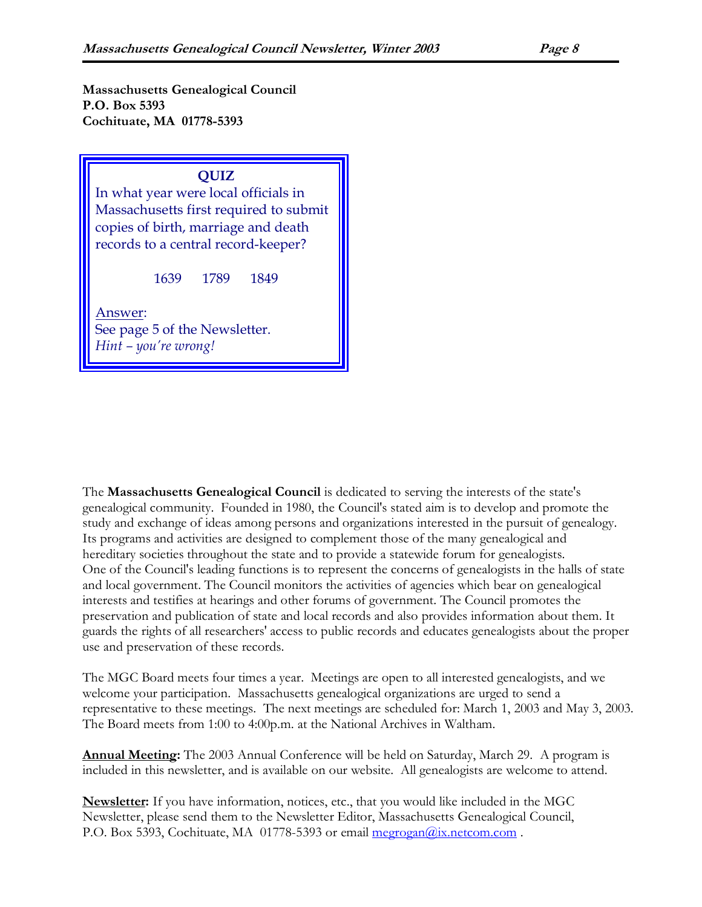**Massachusetts Genealogical Council**
**P.O. Box 5393**
**Cochituate, MA  01778-5393**

**QUIZ**

In what year were local officials in Massachusetts first required to submit copies of birth, marriage and death records to a central record-keeper?

1639      1789      1849

Answer:
See page 5 of the Newsletter.
*Hint – you're wrong!*

The **Massachusetts Genealogical Council** is dedicated to serving the interests of the state's genealogical community. Founded in 1980, the Council's stated aim is to develop and promote the study and exchange of ideas among persons and organizations interested in the pursuit of genealogy. Its programs and activities are designed to complement those of the many genealogical and hereditary societies throughout the state and to provide a statewide forum for genealogists. One of the Council's leading functions is to represent the concerns of genealogists in the halls of state and local government. The Council monitors the activities of agencies which bear on genealogical interests and testifies at hearings and other forums of government. The Council promotes the preservation and publication of state and local records and also provides information about them. It guards the rights of all researchers' access to public records and educates genealogists about the proper use and preservation of these records.

The MGC Board meets four times a year. Meetings are open to all interested genealogists, and we welcome your participation. Massachusetts genealogical organizations are urged to send a representative to these meetings. The next meetings are scheduled for: March 1, 2003 and May 3, 2003. The Board meets from 1:00 to 4:00p.m. at the National Archives in Waltham.

**Annual Meeting:** The 2003 Annual Conference will be held on Saturday, March 29. A program is included in this newsletter, and is available on our website. All genealogists are welcome to attend.

**Newsletter:** If you have information, notices, etc., that you would like included in the MGC Newsletter, please send them to the Newsletter Editor, Massachusetts Genealogical Council, P.O. Box 5393, Cochituate, MA  01778-5393 or email megrogan@ix.netcom.com .